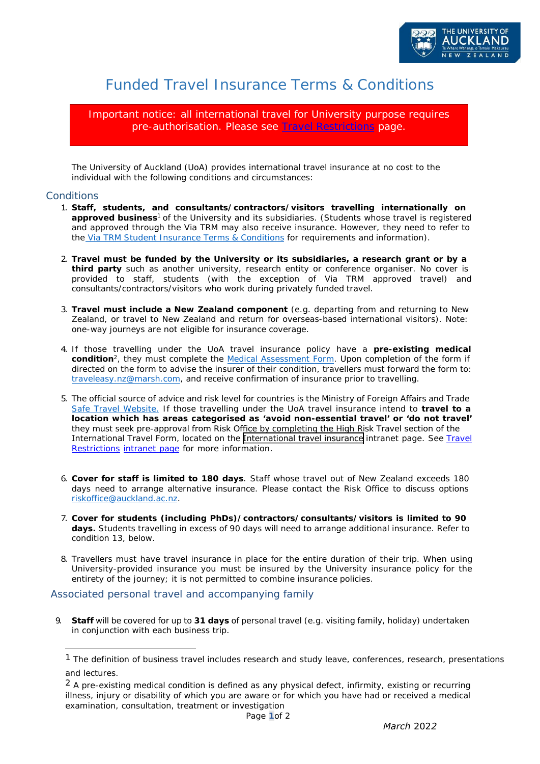# Funded Travel Insurance Terms & Conditions

> Important notice: all international travel for University purpose requires pre-authorisation. Please see Travel Restrictions page.

The University of Auckland (UoA) provides international travel insurance at no cost to the individual with the following conditions and circumstances:

## Conditions

1. **Staff, students, and consultants/contractors/visitors travelling internationally on approved business**[1] of the University and its subsidiaries. (Students whose travel is registered and approved through the Via TRM may also receive insurance. However, they need to refer to the Via TRM Student Insurance Terms & Conditions for requirements and information).

2. **Travel must be funded by the University or its subsidiaries, a research grant or by a third party** such as another university, research entity or conference organiser. No cover is provided to staff, students (with the exception of Via TRM approved travel) and consultants/contractors/visitors who work during privately funded travel.

3. **Travel must include a New Zealand component** (e.g. departing from and returning to New Zealand, or travel to New Zealand and return for overseas-based international visitors). Note: one-way journeys are not eligible for insurance coverage.

4. If those travelling under the UoA travel insurance policy have a **pre-existing medical condition**[2], they must complete the Medical Assessment Form. Upon completion of the form if directed on the form to advise the insurer of their condition, travellers must forward the form to: traveleasy.nz@marsh.com, and receive confirmation of insurance prior to travelling.

5. The official source of advice and risk level for countries is the Ministry of Foreign Affairs and Trade Safe Travel Website. If those travelling under the UoA travel insurance intend to **travel to a location which has areas categorised as 'avoid non-essential travel' or 'do not travel'** they must seek pre-approval from Risk Office by completing the High Risk Travel section of the International Travel Form, located on the International travel insurance intranet page. See Travel Restrictions intranet page for more information.

6. **Cover for staff is limited to 180 days**. Staff whose travel out of New Zealand exceeds 180 days need to arrange alternative insurance. Please contact the Risk Office to discuss options riskoffice@auckland.ac.nz.

7. **Cover for students (including PhDs)/contractors/consultants/visitors is limited to 90 days.** Students travelling in excess of 90 days will need to arrange additional insurance. Refer to condition 13, below.

8. Travellers must have travel insurance in place for the entire duration of their trip. When using University-provided insurance you must be insured by the University insurance policy for the entirety of the journey; it is not permitted to combine insurance policies.

## Associated personal travel and accompanying family

9. **Staff** will be covered for up to **31 days** of personal travel (e.g. visiting family, holiday) undertaken in conjunction with each business trip.

---

[1] The definition of business travel includes research and study leave, conferences, research, presentations and lectures.

[2] A pre-existing medical condition is defined as any physical defect, infirmity, existing or recurring illness, injury or disability of which you are aware or for which you have had or received a medical examination, consultation, treatment or investigation

*March 2022*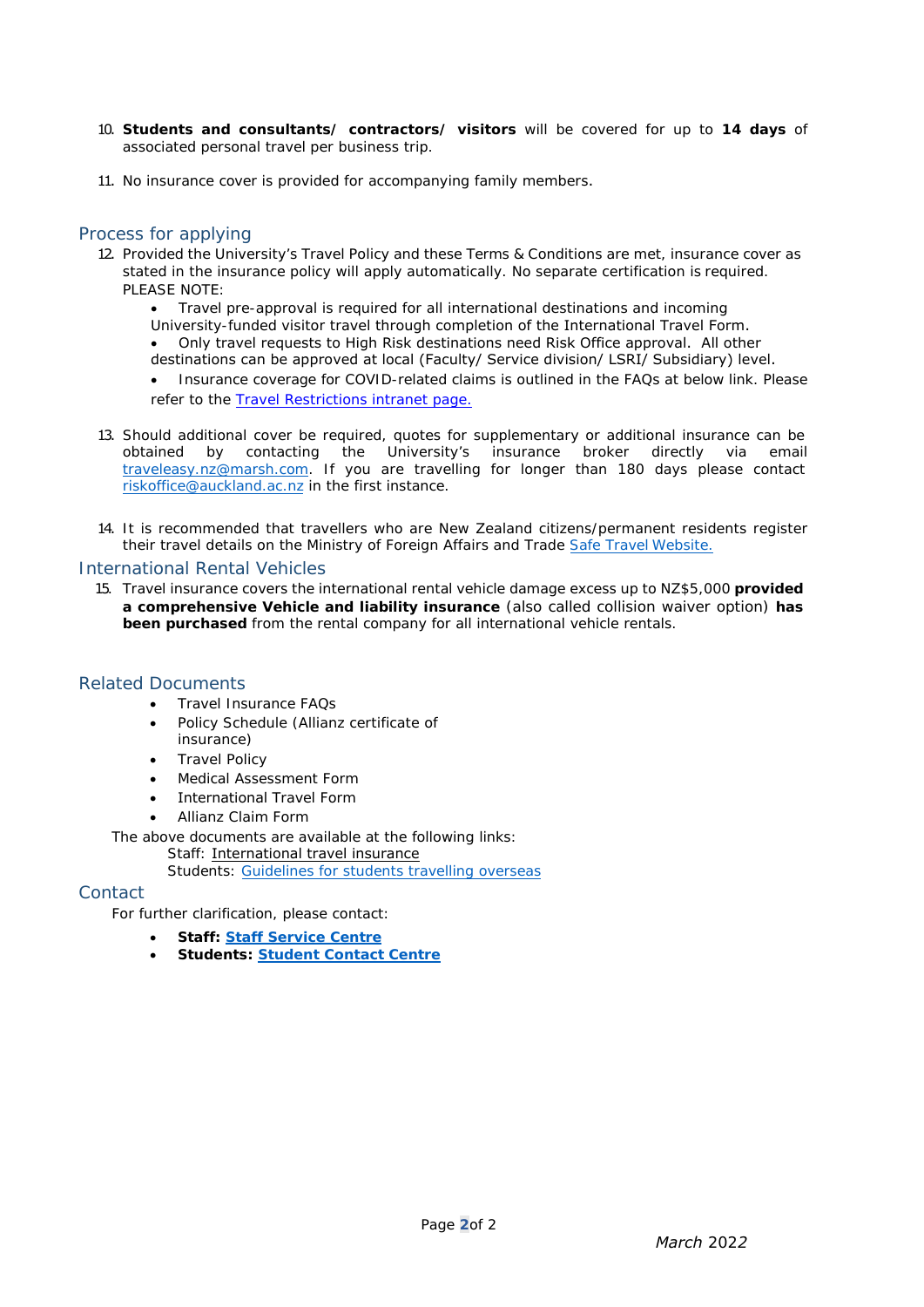10. **Students and consultants/ contractors/ visitors** will be covered for up to **14 days** of associated personal travel per business trip.

11. No insurance cover is provided for accompanying family members.

## Process for applying

12. Provided the University's Travel Policy and these Terms & Conditions are met, insurance cover as stated in the insurance policy will apply automatically. No separate certification is required. PLEASE NOTE:
    - Travel pre-approval is required for all international destinations and incoming University-funded visitor travel through completion of the International Travel Form.
    - Only travel requests to High Risk destinations need Risk Office approval. All other destinations can be approved at local (Faculty/ Service division/ LSRI/ Subsidiary) level.
    - Insurance coverage for COVID-related claims is outlined in the FAQs at below link. Please refer to the [Travel Restrictions intranet page.]

13. Should additional cover be required, quotes for supplementary or additional insurance can be obtained by contacting the University's insurance broker directly via email traveleasy.nz@marsh.com. If you are travelling for longer than 180 days please contact riskoffice@auckland.ac.nz in the first instance.

14. It is recommended that travellers who are New Zealand citizens/permanent residents register their travel details on the Ministry of Foreign Affairs and Trade [Safe Travel Website.]

## International Rental Vehicles

15. Travel insurance covers the international rental vehicle damage excess up to NZ$5,000 **provided a comprehensive Vehicle and liability insurance** (also called collision waiver option) **has been purchased** from the rental company for all international vehicle rentals.

## Related Documents

- Travel Insurance FAQs
- Policy Schedule (Allianz certificate of insurance)
- Travel Policy
- Medical Assessment Form
- International Travel Form
- Allianz Claim Form

The above documents are available at the following links:

Staff: International travel insurance

Students: Guidelines for students travelling overseas

## Contact

For further clarification, please contact:

- **Staff: Staff Service Centre**
- **Students: Student Contact Centre**

*March* 2022